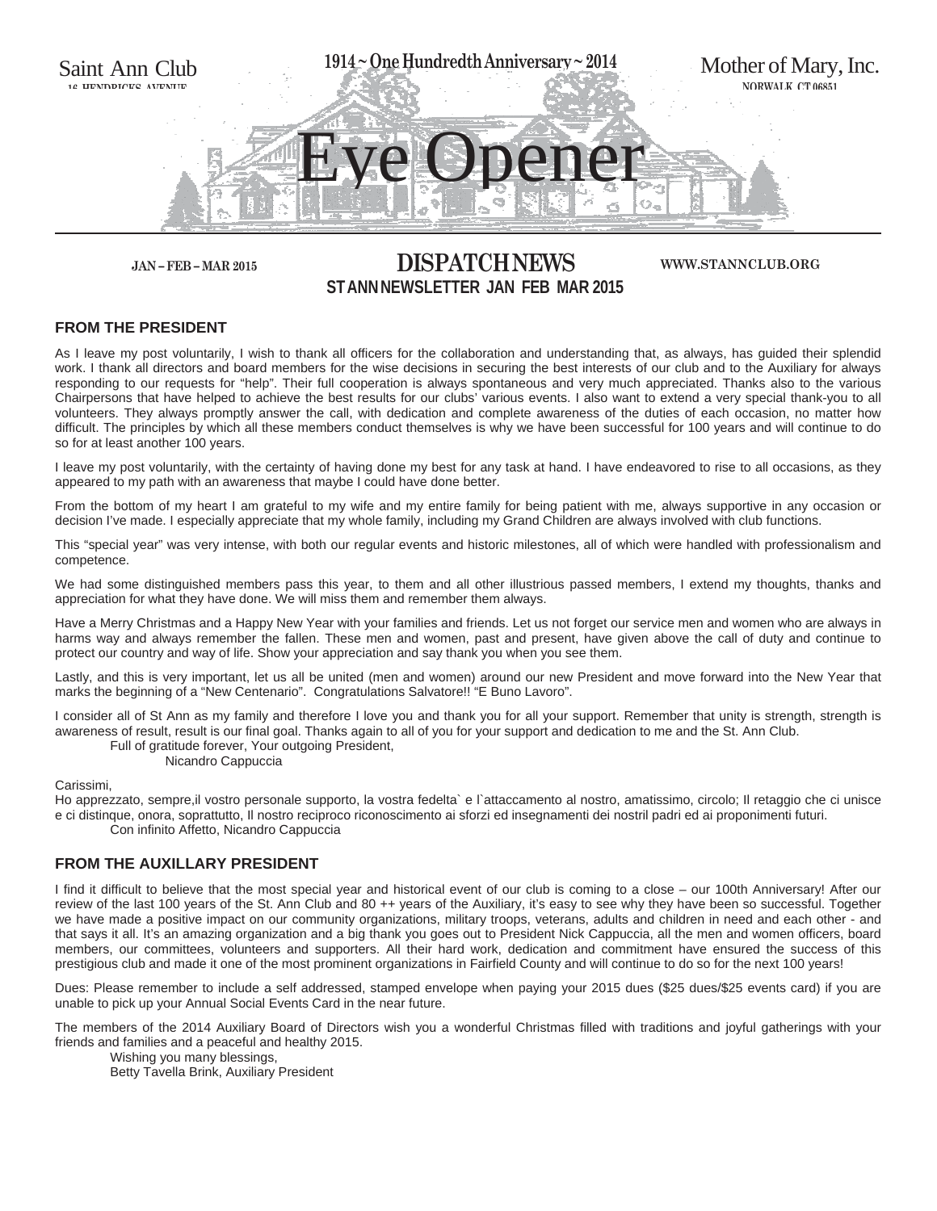Saint Ann Club
16 HENDRICKS AVENUE

1914 ~ One Hundredth Anniversary ~ 2014

Mother of Mary, Inc.
NORWALK, CT 06851

# Eye Opener

JAN – FEB – MAR 2015

## DISPATCH NEWS

WWW.STANNCLUB.ORG

**ST ANN NEWSLETTER JAN FEB MAR 2015**

### FROM THE PRESIDENT

As I leave my post voluntarily, I wish to thank all officers for the collaboration and understanding that, as always, has guided their splendid work. I thank all directors and board members for the wise decisions in securing the best interests of our club and to the Auxiliary for always responding to our requests for "help". Their full cooperation is always spontaneous and very much appreciated. Thanks also to the various Chairpersons that have helped to achieve the best results for our clubs' various events. I also want to extend a very special thank-you to all volunteers. They always promptly answer the call, with dedication and complete awareness of the duties of each occasion, no matter how difficult. The principles by which all these members conduct themselves is why we have been successful for 100 years and will continue to do so for at least another 100 years.

I leave my post voluntarily, with the certainty of having done my best for any task at hand. I have endeavored to rise to all occasions, as they appeared to my path with an awareness that maybe I could have done better.

From the bottom of my heart I am grateful to my wife and my entire family for being patient with me, always supportive in any occasion or decision I've made. I especially appreciate that my whole family, including my Grand Children are always involved with club functions.

This "special year" was very intense, with both our regular events and historic milestones, all of which were handled with professionalism and competence.

We had some distinguished members pass this year, to them and all other illustrious passed members, I extend my thoughts, thanks and appreciation for what they have done. We will miss them and remember them always.

Have a Merry Christmas and a Happy New Year with your families and friends. Let us not forget our service men and women who are always in harms way and always remember the fallen. These men and women, past and present, have given above the call of duty and continue to protect our country and way of life. Show your appreciation and say thank you when you see them.

Lastly, and this is very important, let us all be united (men and women) around our new President and move forward into the New Year that marks the beginning of a "New Centenario". Congratulations Salvatore!! "E Buno Lavoro".

I consider all of St Ann as my family and therefore I love you and thank you for all your support. Remember that unity is strength, strength is awareness of result, result is our final goal. Thanks again to all of you for your support and dedication to me and the St. Ann Club.

Full of gratitude forever, Your outgoing President,
Nicandro Cappuccia

Carissimi,

Ho apprezzato, sempre,il vostro personale supporto, la vostra fedelta` e l`attaccamento al nostro, amatissimo, circolo; Il retaggio che ci unisce e ci distinque, onora, soprattutto, Il nostro reciproco riconoscimento ai sforzi ed insegnamenti dei nostril padri ed ai proponimenti futuri.

Con infinito Affetto, Nicandro Cappuccia

### FROM THE AUXILLARY PRESIDENT

I find it difficult to believe that the most special year and historical event of our club is coming to a close – our 100th Anniversary! After our review of the last 100 years of the St. Ann Club and 80 ++ years of the Auxiliary, it's easy to see why they have been so successful. Together we have made a positive impact on our community organizations, military troops, veterans, adults and children in need and each other - and that says it all. It's an amazing organization and a big thank you goes out to President Nick Cappuccia, all the men and women officers, board members, our committees, volunteers and supporters. All their hard work, dedication and commitment have ensured the success of this prestigious club and made it one of the most prominent organizations in Fairfield County and will continue to do so for the next 100 years!

Dues: Please remember to include a self addressed, stamped envelope when paying your 2015 dues ($25 dues/$25 events card) if you are unable to pick up your Annual Social Events Card in the near future.

The members of the 2014 Auxiliary Board of Directors wish you a wonderful Christmas filled with traditions and joyful gatherings with your friends and families and a peaceful and healthy 2015.

Wishing you many blessings,
Betty Tavella Brink, Auxiliary President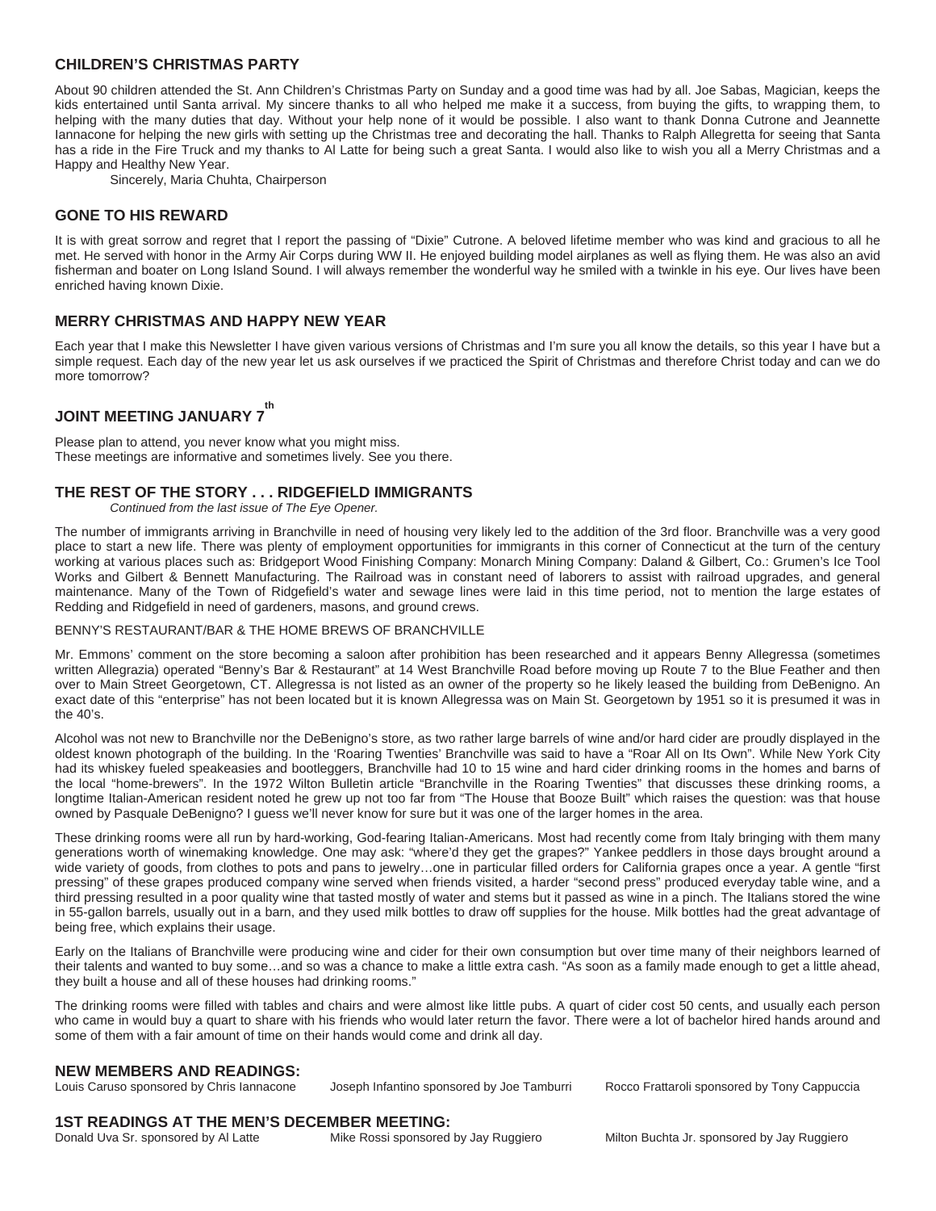## CHILDREN'S CHRISTMAS PARTY

About 90 children attended the St. Ann Children's Christmas Party on Sunday and a good time was had by all. Joe Sabas, Magician, keeps the kids entertained until Santa arrival. My sincere thanks to all who helped me make it a success, from buying the gifts, to wrapping them, to helping with the many duties that day. Without your help none of it would be possible. I also want to thank Donna Cutrone and Jeannette Iannacone for helping the new girls with setting up the Christmas tree and decorating the hall. Thanks to Ralph Allegretta for seeing that Santa has a ride in the Fire Truck and my thanks to Al Latte for being such a great Santa. I would also like to wish you all a Merry Christmas and a Happy and Healthy New Year.

Sincerely, Maria Chuhta, Chairperson

## GONE TO HIS REWARD

It is with great sorrow and regret that I report the passing of "Dixie" Cutrone. A beloved lifetime member who was kind and gracious to all he met. He served with honor in the Army Air Corps during WW II. He enjoyed building model airplanes as well as flying them. He was also an avid fisherman and boater on Long Island Sound. I will always remember the wonderful way he smiled with a twinkle in his eye. Our lives have been enriched having known Dixie.

## MERRY CHRISTMAS AND HAPPY NEW YEAR

Each year that I make this Newsletter I have given various versions of Christmas and I'm sure you all know the details, so this year I have but a simple request. Each day of the new year let us ask ourselves if we practiced the Spirit of Christmas and therefore Christ today and can we do more tomorrow?

## JOINT MEETING JANUARY 7th

Please plan to attend, you never know what you might miss.
These meetings are informative and sometimes lively. See you there.

## THE REST OF THE STORY . . . RIDGEFIELD IMMIGRANTS

*Continued from the last issue of The Eye Opener.*

The number of immigrants arriving in Branchville in need of housing very likely led to the addition of the 3rd floor. Branchville was a very good place to start a new life. There was plenty of employment opportunities for immigrants in this corner of Connecticut at the turn of the century working at various places such as: Bridgeport Wood Finishing Company: Monarch Mining Company: Daland & Gilbert, Co.: Grumen's Ice Tool Works and Gilbert & Bennett Manufacturing. The Railroad was in constant need of laborers to assist with railroad upgrades, and general maintenance. Many of the Town of Ridgefield's water and sewage lines were laid in this time period, not to mention the large estates of Redding and Ridgefield in need of gardeners, masons, and ground crews.

BENNY'S RESTAURANT/BAR & THE HOME BREWS OF BRANCHVILLE

Mr. Emmons' comment on the store becoming a saloon after prohibition has been researched and it appears Benny Allegressa (sometimes written Allegrazia) operated "Benny's Bar & Restaurant" at 14 West Branchville Road before moving up Route 7 to the Blue Feather and then over to Main Street Georgetown, CT. Allegressa is not listed as an owner of the property so he likely leased the building from DeBenigno. An exact date of this "enterprise" has not been located but it is known Allegressa was on Main St. Georgetown by 1951 so it is presumed it was in the 40's.

Alcohol was not new to Branchville nor the DeBenigno's store, as two rather large barrels of wine and/or hard cider are proudly displayed in the oldest known photograph of the building. In the 'Roaring Twenties' Branchville was said to have a "Roar All on Its Own". While New York City had its whiskey fueled speakeasies and bootleggers, Branchville had 10 to 15 wine and hard cider drinking rooms in the homes and barns of the local "home-brewers". In the 1972 Wilton Bulletin article "Branchville in the Roaring Twenties" that discusses these drinking rooms, a longtime Italian-American resident noted he grew up not too far from "The House that Booze Built" which raises the question: was that house owned by Pasquale DeBenigno? I guess we'll never know for sure but it was one of the larger homes in the area.

These drinking rooms were all run by hard-working, God-fearing Italian-Americans. Most had recently come from Italy bringing with them many generations worth of winemaking knowledge. One may ask: "where'd they get the grapes?" Yankee peddlers in those days brought around a wide variety of goods, from clothes to pots and pans to jewelry…one in particular filled orders for California grapes once a year. A gentle "first pressing" of these grapes produced company wine served when friends visited, a harder "second press" produced everyday table wine, and a third pressing resulted in a poor quality wine that tasted mostly of water and stems but it passed as wine in a pinch. The Italians stored the wine in 55-gallon barrels, usually out in a barn, and they used milk bottles to draw off supplies for the house. Milk bottles had the great advantage of being free, which explains their usage.

Early on the Italians of Branchville were producing wine and cider for their own consumption but over time many of their neighbors learned of their talents and wanted to buy some…and so was a chance to make a little extra cash. "As soon as a family made enough to get a little ahead, they built a house and all of these houses had drinking rooms."

The drinking rooms were filled with tables and chairs and were almost like little pubs. A quart of cider cost 50 cents, and usually each person who came in would buy a quart to share with his friends who would later return the favor. There were a lot of bachelor hired hands around and some of them with a fair amount of time on their hands would come and drink all day.

## NEW MEMBERS AND READINGS:

Louis Caruso sponsored by Chris Iannacone
Joseph Infantino sponsored by Joe Tamburri
Rocco Frattaroli sponsored by Tony Cappuccia

## 1ST READINGS AT THE MEN'S DECEMBER MEETING:

Donald Uva Sr. sponsored by Al Latte
Mike Rossi sponsored by Jay Ruggiero
Milton Buchta Jr. sponsored by Jay Ruggiero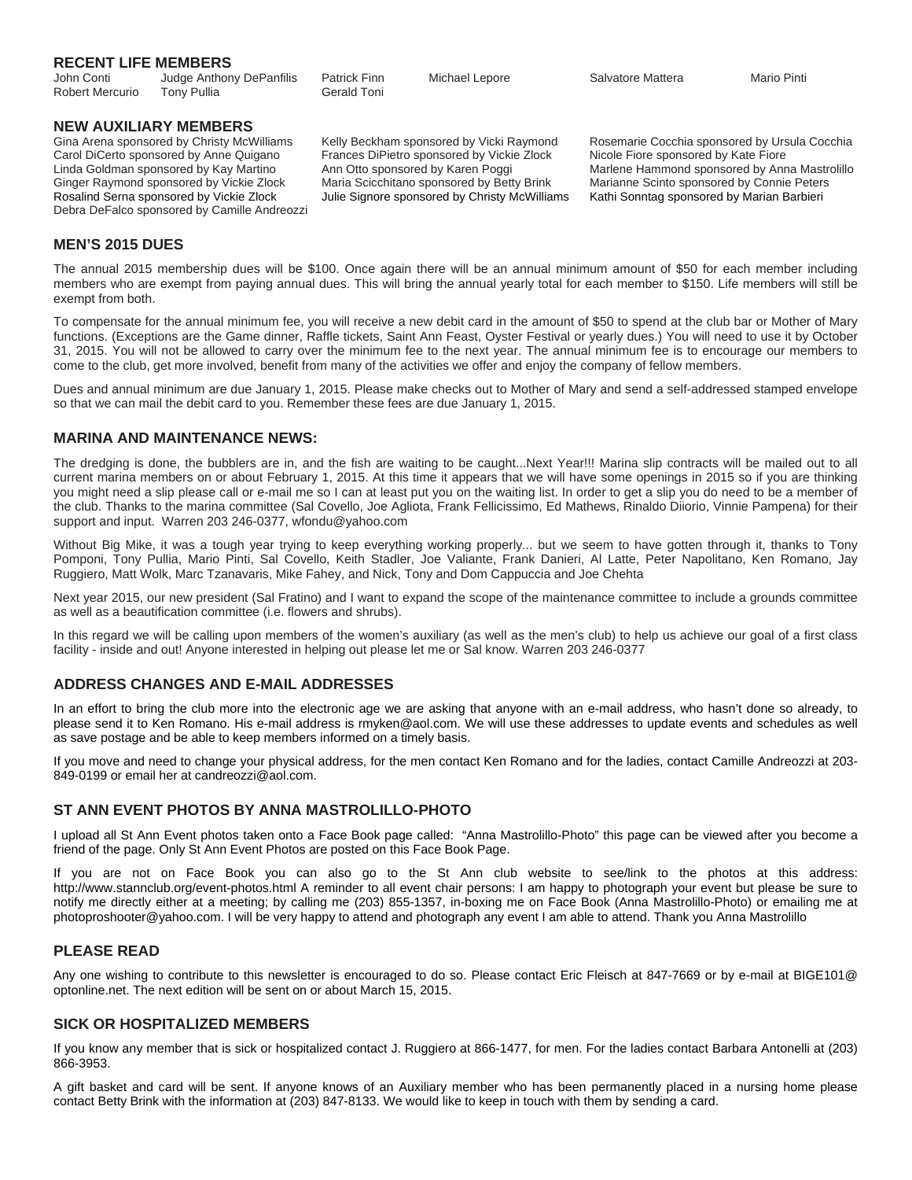## RECENT LIFE MEMBERS

John Conti, Judge Anthony DePanfilis, Patrick Finn, Michael Lepore, Salvatore Mattera, Mario Pinti, Robert Mercurio, Tony Pullia, Gerald Toni

## NEW AUXILIARY MEMBERS

Gina Arena sponsored by Christy McWilliams
Carol DiCerto sponsored by Anne Quigano
Linda Goldman sponsored by Kay Martino
Ginger Raymond sponsored by Vickie Zlock
Rosalind Serna sponsored by Vickie Zlock
Debra DeFalco sponsored by Camille Andreozzi
Kelly Beckham sponsored by Vicki Raymond
Frances DiPietro sponsored by Vickie Zlock
Ann Otto sponsored by Karen Poggi
Maria Scicchitano sponsored by Betty Brink
Julie Signore sponsored by Christy McWilliams
Rosemarie Cocchia sponsored by Ursula Cocchia
Nicole Fiore sponsored by Kate Fiore
Marlene Hammond sponsored by Anna Mastrolillo
Marianne Scinto sponsored by Connie Peters
Kathi Sonntag sponsored by Marian Barbieri

## MEN'S 2015 DUES

The annual 2015 membership dues will be $100. Once again there will be an annual minimum amount of $50 for each member including members who are exempt from paying annual dues. This will bring the annual yearly total for each member to $150. Life members will still be exempt from both.

To compensate for the annual minimum fee, you will receive a new debit card in the amount of $50 to spend at the club bar or Mother of Mary functions. (Exceptions are the Game dinner, Raffle tickets, Saint Ann Feast, Oyster Festival or yearly dues.) You will need to use it by October 31, 2015. You will not be allowed to carry over the minimum fee to the next year. The annual minimum fee is to encourage our members to come to the club, get more involved, benefit from many of the activities we offer and enjoy the company of fellow members.

Dues and annual minimum are due January 1, 2015. Please make checks out to Mother of Mary and send a self-addressed stamped envelope so that we can mail the debit card to you. Remember these fees are due January 1, 2015.

## MARINA AND MAINTENANCE NEWS:

The dredging is done, the bubblers are in, and the fish are waiting to be caught...Next Year!!! Marina slip contracts will be mailed out to all current marina members on or about February 1, 2015. At this time it appears that we will have some openings in 2015 so if you are thinking you might need a slip please call or e-mail me so I can at least put you on the waiting list. In order to get a slip you do need to be a member of the club. Thanks to the marina committee (Sal Covello, Joe Agliota, Frank Fellicissimo, Ed Mathews, Rinaldo Diiorio, Vinnie Pampena) for their support and input. Warren 203 246-0377, wfondu@yahoo.com

Without Big Mike, it was a tough year trying to keep everything working properly... but we seem to have gotten through it, thanks to Tony Pomponi, Tony Pullia, Mario Pinti, Sal Covello, Keith Stadler, Joe Valiante, Frank Danieri, Al Latte, Peter Napolitano, Ken Romano, Jay Ruggiero, Matt Wolk, Marc Tzanavaris, Mike Fahey, and Nick, Tony and Dom Cappuccia and Joe Chehta

Next year 2015, our new president (Sal Fratino) and I want to expand the scope of the maintenance committee to include a grounds committee as well as a beautification committee (i.e. flowers and shrubs).

In this regard we will be calling upon members of the women's auxiliary (as well as the men's club) to help us achieve our goal of a first class facility - inside and out! Anyone interested in helping out please let me or Sal know. Warren 203 246-0377

## ADDRESS CHANGES AND E-MAIL ADDRESSES

In an effort to bring the club more into the electronic age we are asking that anyone with an e-mail address, who hasn't done so already, to please send it to Ken Romano. His e-mail address is rmyken@aol.com. We will use these addresses to update events and schedules as well as save postage and be able to keep members informed on a timely basis.

If you move and need to change your physical address, for the men contact Ken Romano and for the ladies, contact Camille Andreozzi at 203-849-0199 or email her at candreozzi@aol.com.

## ST ANN EVENT PHOTOS BY ANNA MASTROLILLO-PHOTO

I upload all St Ann Event photos taken onto a Face Book page called: "Anna Mastrolillo-Photo" this page can be viewed after you become a friend of the page. Only St Ann Event Photos are posted on this Face Book Page.

If you are not on Face Book you can also go to the St Ann club website to see/link to the photos at this address: http://www.stannclub.org/event-photos.html A reminder to all event chair persons: I am happy to photograph your event but please be sure to notify me directly either at a meeting; by calling me (203) 855-1357, in-boxing me on Face Book (Anna Mastrolillo-Photo) or emailing me at photoproshooter@yahoo.com. I will be very happy to attend and photograph any event I am able to attend. Thank you Anna Mastrolillo

## PLEASE READ

Any one wishing to contribute to this newsletter is encouraged to do so. Please contact Eric Fleisch at 847-7669 or by e-mail at BIGE101@optonline.net. The next edition will be sent on or about March 15, 2015.

## SICK OR HOSPITALIZED MEMBERS

If you know any member that is sick or hospitalized contact J. Ruggiero at 866-1477, for men. For the ladies contact Barbara Antonelli at (203) 866-3953.

A gift basket and card will be sent. If anyone knows of an Auxiliary member who has been permanently placed in a nursing home please contact Betty Brink with the information at (203) 847-8133. We would like to keep in touch with them by sending a card.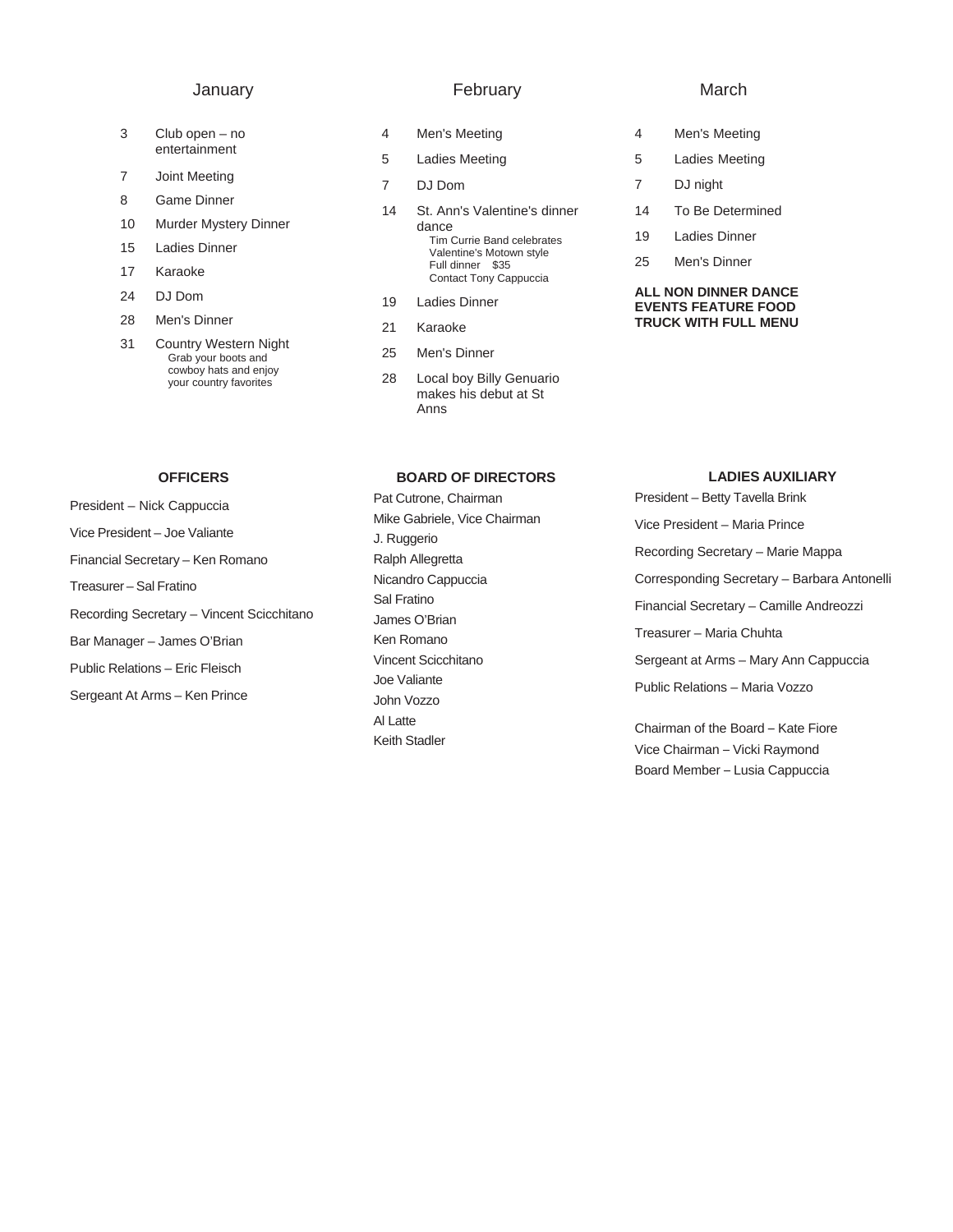## January

- 3 Club open – no entertainment
- 7 Joint Meeting
- 8 Game Dinner
- 10 Murder Mystery Dinner
- 15 Ladies Dinner
- 17 Karaoke
- 24 DJ Dom
- 28 Men's Dinner
- 31 Country Western Night
  Grab your boots and cowboy hats and enjoy your country favorites

## February

- 4 Men's Meeting
- 5 Ladies Meeting
- 7 DJ Dom
- 14 St. Ann's Valentine's dinner dance
  Tim Currie Band celebrates Valentine's Motown style
  Full dinner $35
  Contact Tony Cappuccia
- 19 Ladies Dinner
- 21 Karaoke
- 25 Men's Dinner
- 28 Local boy Billy Genuario makes his debut at St Anns

## March

- 4 Men's Meeting
- 5 Ladies Meeting
- 7 DJ night
- 14 To Be Determined
- 19 Ladies Dinner
- 25 Men's Dinner

**ALL NON DINNER DANCE EVENTS FEATURE FOOD TRUCK WITH FULL MENU**

### OFFICERS

President – Nick Cappuccia

Vice President – Joe Valiante

Financial Secretary – Ken Romano

Treasurer – Sal Fratino

Recording Secretary – Vincent Scicchitano

Bar Manager – James O'Brian

Public Relations – Eric Fleisch

Sergeant At Arms – Ken Prince

### BOARD OF DIRECTORS

Pat Cutrone, Chairman
Mike Gabriele, Vice Chairman
J. Ruggerio
Ralph Allegretta
Nicandro Cappuccia
Sal Fratino
James O'Brian
Ken Romano
Vincent Scicchitano
Joe Valiante
John Vozzo
Al Latte
Keith Stadler

### LADIES AUXILIARY

President – Betty Tavella Brink

Vice President – Maria Prince

Recording Secretary – Marie Mappa

Corresponding Secretary – Barbara Antonelli

Financial Secretary – Camille Andreozzi

Treasurer – Maria Chuhta

Sergeant at Arms – Mary Ann Cappuccia

Public Relations – Maria Vozzo

Chairman of the Board – Kate Fiore
Vice Chairman – Vicki Raymond
Board Member – Lusia Cappuccia